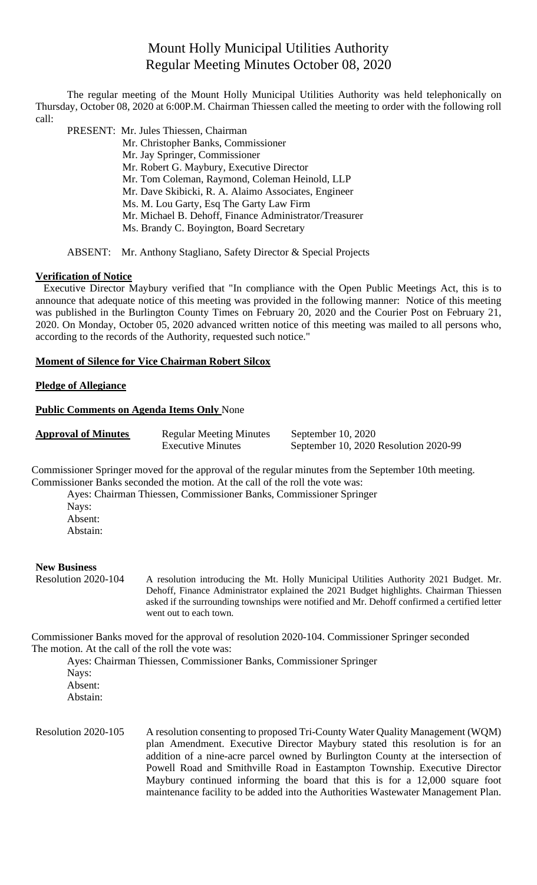# Mount Holly Municipal Utilities Authority
## Regular Meeting Minutes October 08, 2020

The regular meeting of the Mount Holly Municipal Utilities Authority was held telephonically on Thursday, October 08, 2020 at 6:00P.M. Chairman Thiessen called the meeting to order with the following roll call:

PRESENT: Mr. Jules Thiessen, Chairman
Mr. Christopher Banks, Commissioner
Mr. Jay Springer, Commissioner
Mr. Robert G. Maybury, Executive Director
Mr. Tom Coleman, Raymond, Coleman Heinold, LLP
Mr. Dave Skibicki, R. A. Alaimo Associates, Engineer
Ms. M. Lou Garty, Esq The Garty Law Firm
Mr. Michael B. Dehoff, Finance Administrator/Treasurer
Ms. Brandy C. Boyington, Board Secretary

ABSENT: Mr. Anthony Stagliano, Safety Director & Special Projects

**Verification of Notice**

Executive Director Maybury verified that "In compliance with the Open Public Meetings Act, this is to announce that adequate notice of this meeting was provided in the following manner: Notice of this meeting was published in the Burlington County Times on February 20, 2020 and the Courier Post on February 21, 2020. On Monday, October 05, 2020 advanced written notice of this meeting was mailed to all persons who, according to the records of the Authority, requested such notice."

**Moment of Silence for Vice Chairman Robert Silcox**

**Pledge of Allegiance**

**Public Comments on Agenda Items Only** None

| **Approval of Minutes** | Regular Meeting Minutes | September 10, 2020 |
|---|---|---|
| | Executive Minutes | September 10, 2020 Resolution 2020-99 |

Commissioner Springer moved for the approval of the regular minutes from the September 10th meeting. Commissioner Banks seconded the motion. At the call of the roll the vote was:

Ayes: Chairman Thiessen, Commissioner Banks, Commissioner Springer
Nays:
Absent:
Abstain:

**New Business**

Resolution 2020-104 — A resolution introducing the Mt. Holly Municipal Utilities Authority 2021 Budget. Mr. Dehoff, Finance Administrator explained the 2021 Budget highlights. Chairman Thiessen asked if the surrounding townships were notified and Mr. Dehoff confirmed a certified letter went out to each town.

Commissioner Banks moved for the approval of resolution 2020-104. Commissioner Springer seconded The motion. At the call of the roll the vote was:

Ayes: Chairman Thiessen, Commissioner Banks, Commissioner Springer
Nays:
Absent:
Abstain:

Resolution 2020-105 — A resolution consenting to proposed Tri-County Water Quality Management (WQM) plan Amendment. Executive Director Maybury stated this resolution is for an addition of a nine-acre parcel owned by Burlington County at the intersection of Powell Road and Smithville Road in Eastampton Township. Executive Director Maybury continued informing the board that this is for a 12,000 square foot maintenance facility to be added into the Authorities Wastewater Management Plan.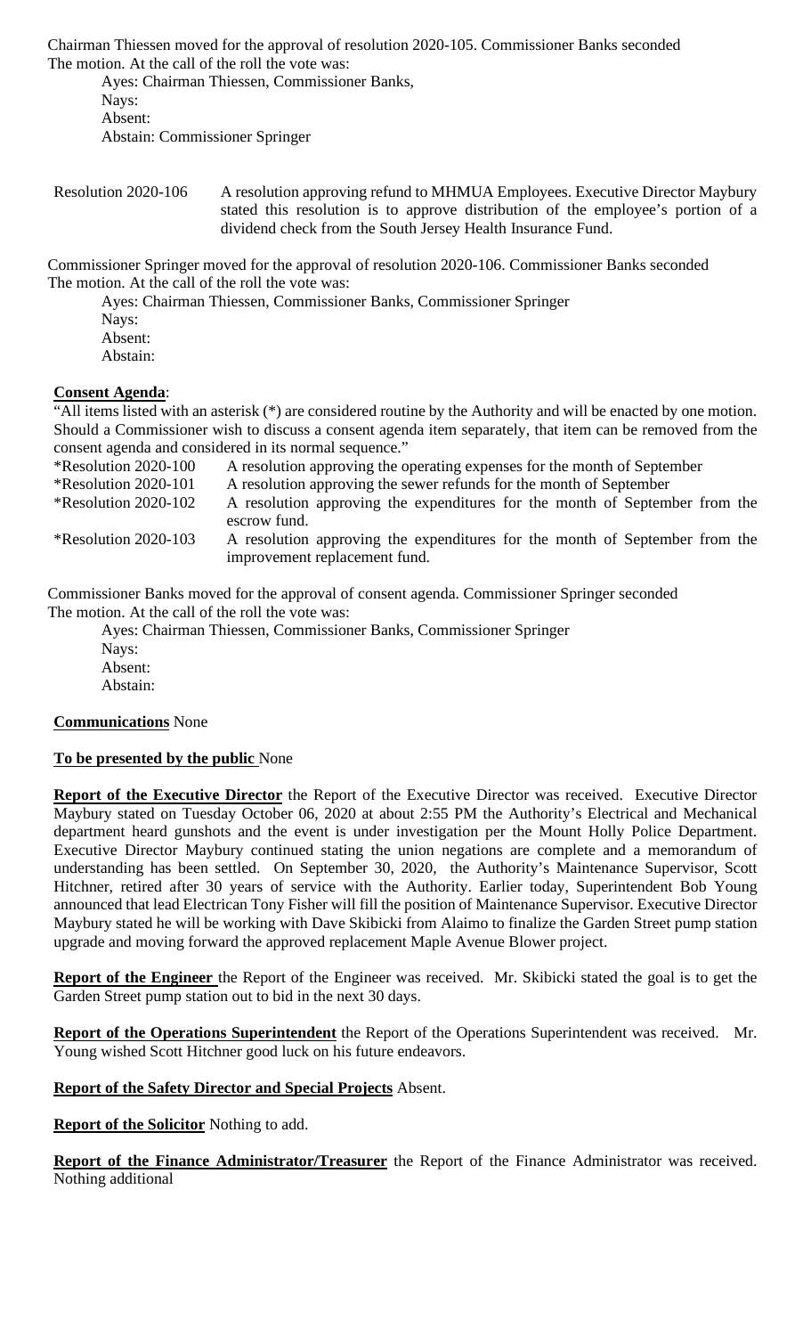Chairman Thiessen moved for the approval of resolution 2020-105. Commissioner Banks seconded The motion. At the call of the roll the vote was:

Ayes: Chairman Thiessen, Commissioner Banks,
Nays:
Absent:
Abstain: Commissioner Springer

Resolution 2020-106 A resolution approving refund to MHMUA Employees. Executive Director Maybury stated this resolution is to approve distribution of the employee's portion of a dividend check from the South Jersey Health Insurance Fund.

Commissioner Springer moved for the approval of resolution 2020-106. Commissioner Banks seconded The motion. At the call of the roll the vote was:

Ayes: Chairman Thiessen, Commissioner Banks, Commissioner Springer
Nays:
Absent:
Abstain:

**Consent Agenda**:

"All items listed with an asterisk (*) are considered routine by the Authority and will be enacted by one motion. Should a Commissioner wish to discuss a consent agenda item separately, that item can be removed from the consent agenda and considered in its normal sequence."

*Resolution 2020-100 A resolution approving the operating expenses for the month of September
*Resolution 2020-101 A resolution approving the sewer refunds for the month of September
*Resolution 2020-102 A resolution approving the expenditures for the month of September from the escrow fund.
*Resolution 2020-103 A resolution approving the expenditures for the month of September from the improvement replacement fund.

Commissioner Banks moved for the approval of consent agenda. Commissioner Springer seconded The motion. At the call of the roll the vote was:

Ayes: Chairman Thiessen, Commissioner Banks, Commissioner Springer
Nays:
Absent:
Abstain:

**Communications** None

**To be presented by the public** None

**Report of the Executive Director** the Report of the Executive Director was received. Executive Director Maybury stated on Tuesday October 06, 2020 at about 2:55 PM the Authority's Electrical and Mechanical department heard gunshots and the event is under investigation per the Mount Holly Police Department. Executive Director Maybury continued stating the union negations are complete and a memorandum of understanding has been settled. On September 30, 2020, the Authority's Maintenance Supervisor, Scott Hitchner, retired after 30 years of service with the Authority. Earlier today, Superintendent Bob Young announced that lead Electrican Tony Fisher will fill the position of Maintenance Supervisor. Executive Director Maybury stated he will be working with Dave Skibicki from Alaimo to finalize the Garden Street pump station upgrade and moving forward the approved replacement Maple Avenue Blower project.

**Report of the Engineer** the Report of the Engineer was received. Mr. Skibicki stated the goal is to get the Garden Street pump station out to bid in the next 30 days.

**Report of the Operations Superintendent** the Report of the Operations Superintendent was received. Mr. Young wished Scott Hitchner good luck on his future endeavors.

**Report of the Safety Director and Special Projects** Absent.

**Report of the Solicitor** Nothing to add.

**Report of the Finance Administrator/Treasurer** the Report of the Finance Administrator was received. Nothing additional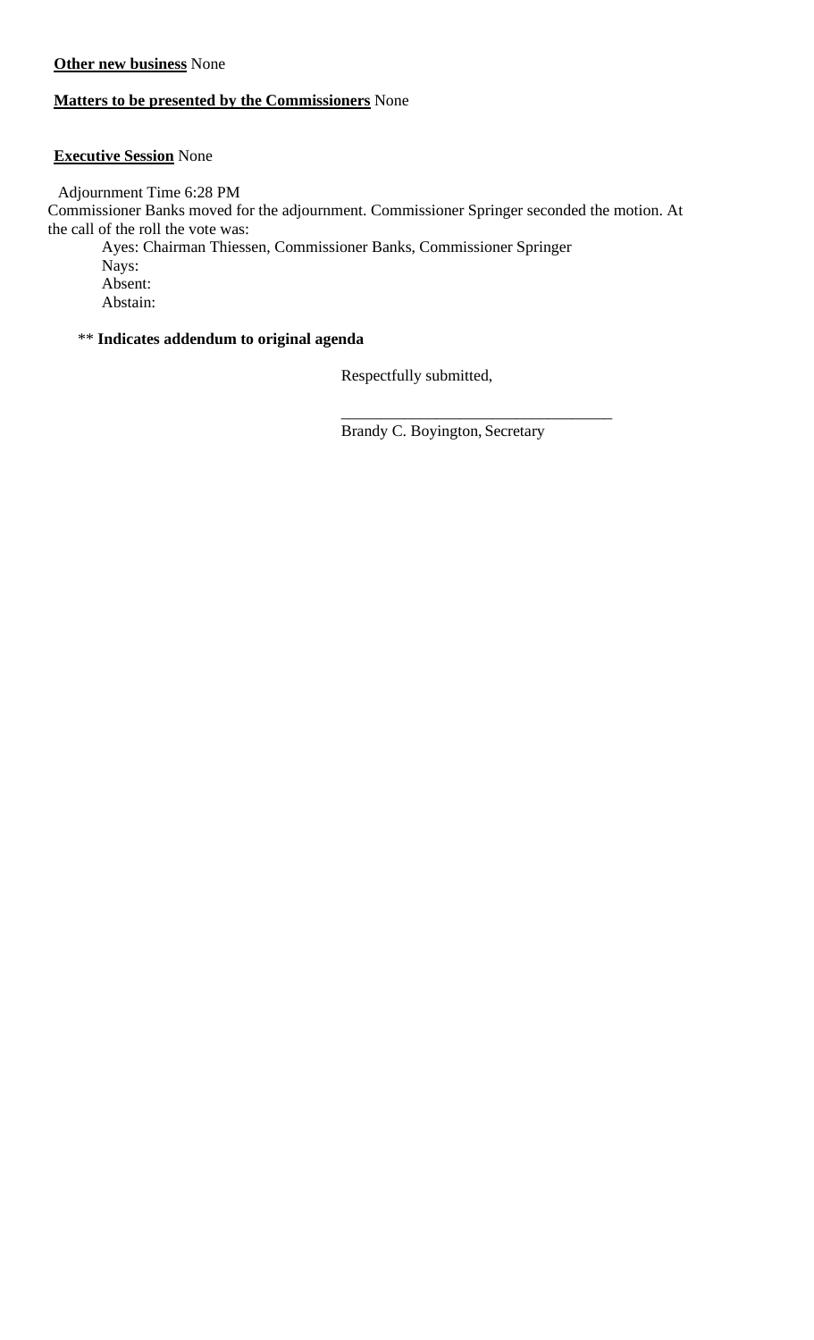**Other new business** None

**Matters to be presented by the Commissioners** None

**Executive Session** None

Adjournment Time 6:28 PM

Commissioner Banks moved for the adjournment. Commissioner Springer seconded the motion. At the call of the roll the vote was:

Ayes: Chairman Thiessen, Commissioner Banks, Commissioner Springer
Nays:
Absent:
Abstain:

** **Indicates addendum to original agenda**

Respectfully submitted,

___________________________________
Brandy C. Boyington, Secretary